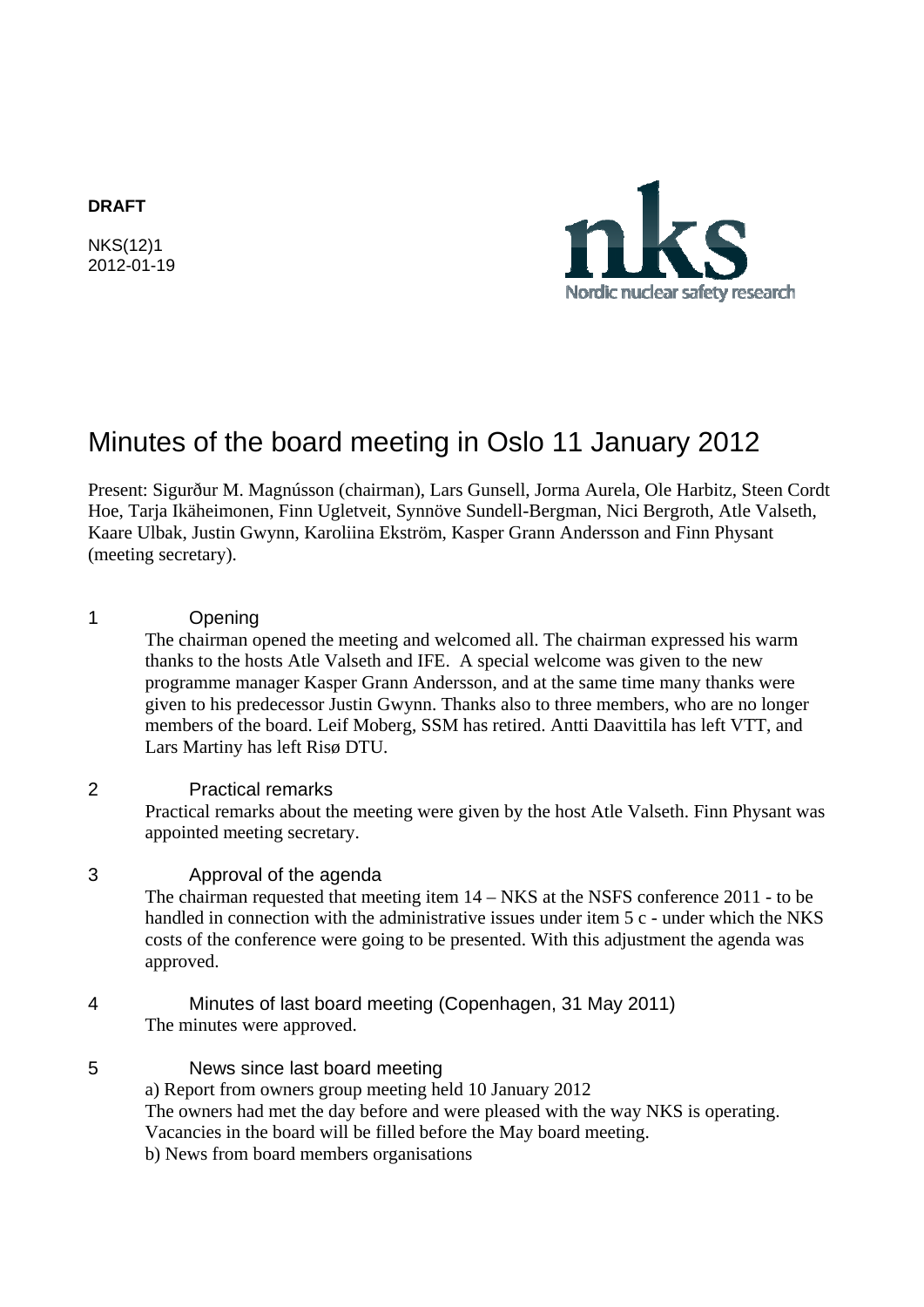**DRAFT**

NKS(12)1
2012-01-19

Nordic nuclear safety research

# Minutes of the board meeting in Oslo 11 January 2012

Present: Sigurður M. Magnússon (chairman), Lars Gunsell, Jorma Aurela, Ole Harbitz, Steen Cordt Hoe, Tarja Ikäheimonen, Finn Ugletveit, Synnöve Sundell-Bergman, Nici Bergroth, Atle Valseth, Kaare Ulbak, Justin Gwynn, Karoliina Ekström, Kasper Grann Andersson and Finn Physant (meeting secretary).

## 1 Opening

The chairman opened the meeting and welcomed all. The chairman expressed his warm thanks to the hosts Atle Valseth and IFE. A special welcome was given to the new programme manager Kasper Grann Andersson, and at the same time many thanks were given to his predecessor Justin Gwynn. Thanks also to three members, who are no longer members of the board. Leif Moberg, SSM has retired. Antti Daavittila has left VTT, and Lars Martiny has left Risø DTU.

## 2 Practical remarks

Practical remarks about the meeting were given by the host Atle Valseth. Finn Physant was appointed meeting secretary.

## 3 Approval of the agenda

The chairman requested that meeting item 14 – NKS at the NSFS conference 2011 - to be handled in connection with the administrative issues under item 5 c - under which the NKS costs of the conference were going to be presented. With this adjustment the agenda was approved.

## 4 Minutes of last board meeting (Copenhagen, 31 May 2011)

The minutes were approved.

## 5 News since last board meeting

a) Report from owners group meeting held 10 January 2012

The owners had met the day before and were pleased with the way NKS is operating. Vacancies in the board will be filled before the May board meeting.

b) News from board members organisations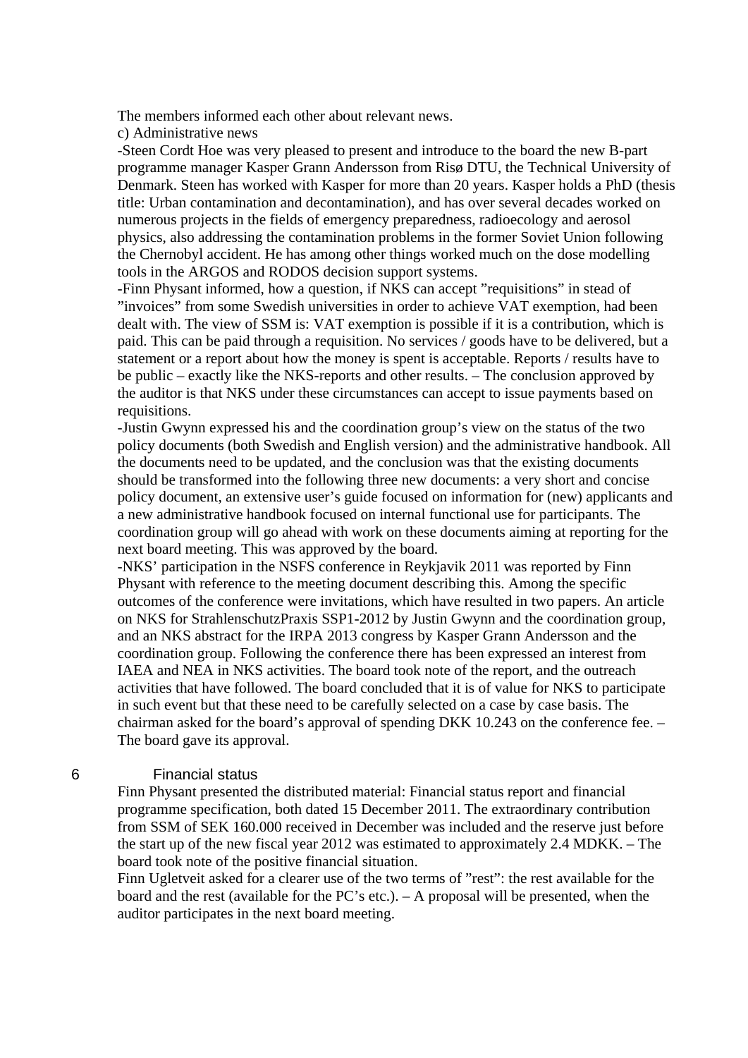The members informed each other about relevant news.

c) Administrative news

-Steen Cordt Hoe was very pleased to present and introduce to the board the new B-part programme manager Kasper Grann Andersson from Risø DTU, the Technical University of Denmark. Steen has worked with Kasper for more than 20 years. Kasper holds a PhD (thesis title: Urban contamination and decontamination), and has over several decades worked on numerous projects in the fields of emergency preparedness, radioecology and aerosol physics, also addressing the contamination problems in the former Soviet Union following the Chernobyl accident. He has among other things worked much on the dose modelling tools in the ARGOS and RODOS decision support systems.

-Finn Physant informed, how a question, if NKS can accept ”requisitions” in stead of ”invoices” from some Swedish universities in order to achieve VAT exemption, had been dealt with. The view of SSM is: VAT exemption is possible if it is a contribution, which is paid. This can be paid through a requisition. No services / goods have to be delivered, but a statement or a report about how the money is spent is acceptable. Reports / results have to be public – exactly like the NKS-reports and other results. – The conclusion approved by the auditor is that NKS under these circumstances can accept to issue payments based on requisitions.

-Justin Gwynn expressed his and the coordination group’s view on the status of the two policy documents (both Swedish and English version) and the administrative handbook. All the documents need to be updated, and the conclusion was that the existing documents should be transformed into the following three new documents: a very short and concise policy document, an extensive user’s guide focused on information for (new) applicants and a new administrative handbook focused on internal functional use for participants. The coordination group will go ahead with work on these documents aiming at reporting for the next board meeting. This was approved by the board.

-NKS’ participation in the NSFS conference in Reykjavik 2011 was reported by Finn Physant with reference to the meeting document describing this. Among the specific outcomes of the conference were invitations, which have resulted in two papers. An article on NKS for StrahlenschutzPraxis SSP1-2012 by Justin Gwynn and the coordination group, and an NKS abstract for the IRPA 2013 congress by Kasper Grann Andersson and the coordination group. Following the conference there has been expressed an interest from IAEA and NEA in NKS activities. The board took note of the report, and the outreach activities that have followed. The board concluded that it is of value for NKS to participate in such event but that these need to be carefully selected on a case by case basis. The chairman asked for the board’s approval of spending DKK 10.243 on the conference fee. – The board gave its approval.

## 6 Financial status

Finn Physant presented the distributed material: Financial status report and financial programme specification, both dated 15 December 2011. The extraordinary contribution from SSM of SEK 160.000 received in December was included and the reserve just before the start up of the new fiscal year 2012 was estimated to approximately 2.4 MDKK. – The board took note of the positive financial situation.

Finn Ugletveit asked for a clearer use of the two terms of ”rest”: the rest available for the board and the rest (available for the PC’s etc.). – A proposal will be presented, when the auditor participates in the next board meeting.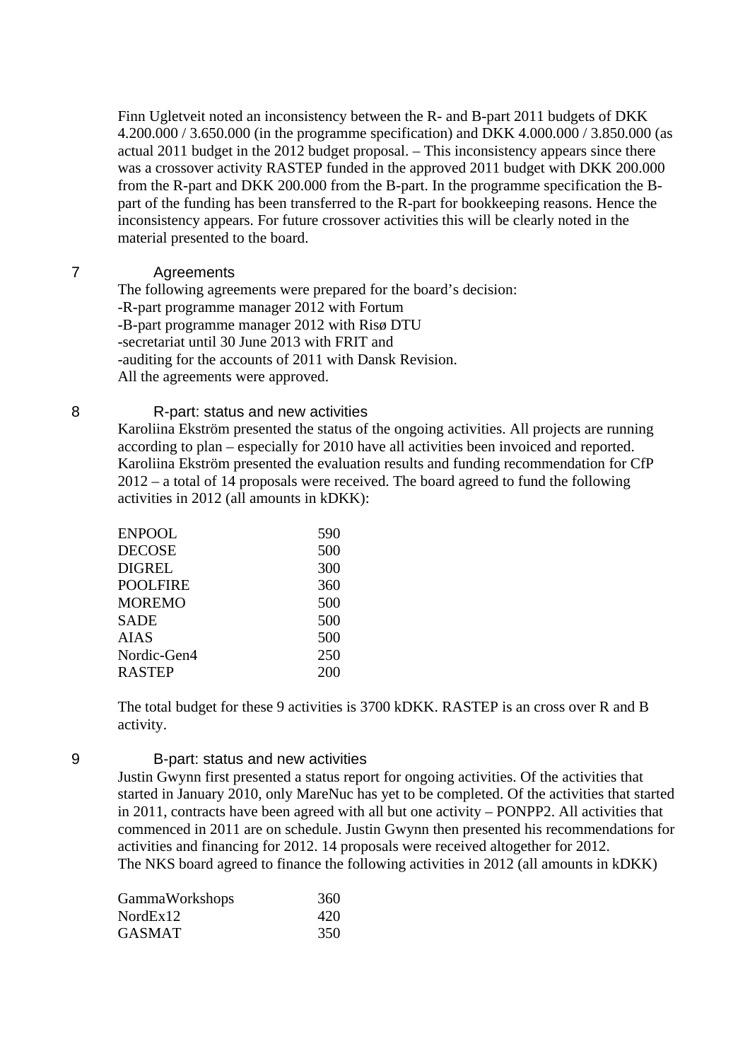Finn Ugletveit noted an inconsistency between the R- and B-part 2011 budgets of DKK 4.200.000 / 3.650.000 (in the programme specification) and DKK 4.000.000 / 3.850.000 (as actual 2011 budget in the 2012 budget proposal. – This inconsistency appears since there was a crossover activity RASTEP funded in the approved 2011 budget with DKK 200.000 from the R-part and DKK 200.000 from the B-part. In the programme specification the B-part of the funding has been transferred to the R-part for bookkeeping reasons. Hence the inconsistency appears. For future crossover activities this will be clearly noted in the material presented to the board.

## 7 Agreements

The following agreements were prepared for the board's decision:
-R-part programme manager 2012 with Fortum
-B-part programme manager 2012 with Risø DTU
-secretariat until 30 June 2013 with FRIT and
-auditing for the accounts of 2011 with Dansk Revision.
All the agreements were approved.

## 8 R-part: status and new activities

Karoliina Ekström presented the status of the ongoing activities. All projects are running according to plan – especially for 2010 have all activities been invoiced and reported. Karoliina Ekström presented the evaluation results and funding recommendation for CfP 2012 – a total of 14 proposals were received. The board agreed to fund the following activities in 2012 (all amounts in kDKK):

| | |
|---|---|
| ENPOOL | 590 |
| DECOSE | 500 |
| DIGREL | 300 |
| POOLFIRE | 360 |
| MOREMO | 500 |
| SADE | 500 |
| AIAS | 500 |
| Nordic-Gen4 | 250 |
| RASTEP | 200 |

The total budget for these 9 activities is 3700 kDKK. RASTEP is an cross over R and B activity.

## 9 B-part: status and new activities

Justin Gwynn first presented a status report for ongoing activities. Of the activities that started in January 2010, only MareNuc has yet to be completed. Of the activities that started in 2011, contracts have been agreed with all but one activity – PONPP2. All activities that commenced in 2011 are on schedule. Justin Gwynn then presented his recommendations for activities and financing for 2012. 14 proposals were received altogether for 2012.
The NKS board agreed to finance the following activities in 2012 (all amounts in kDKK)

| | |
|---|---|
| GammaWorkshops | 360 |
| NordEx12 | 420 |
| GASMAT | 350 |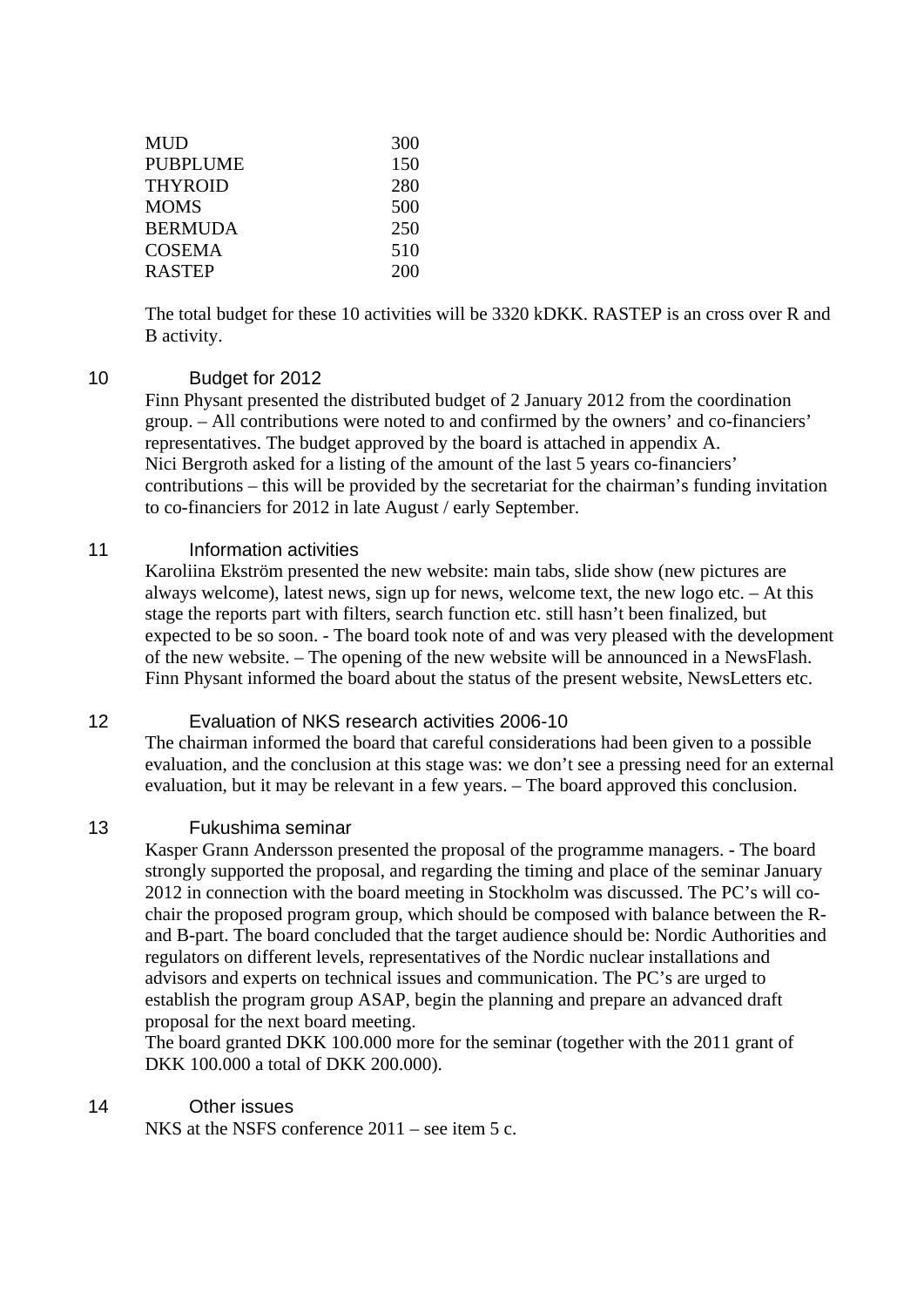| | |
|---|---|
| MUD | 300 |
| PUBPLUME | 150 |
| THYROID | 280 |
| MOMS | 500 |
| BERMUDA | 250 |
| COSEMA | 510 |
| RASTEP | 200 |

The total budget for these 10 activities will be 3320 kDKK. RASTEP is an cross over R and B activity.

## 10 Budget for 2012

Finn Physant presented the distributed budget of 2 January 2012 from the coordination group. – All contributions were noted to and confirmed by the owners' and co-financiers' representatives. The budget approved by the board is attached in appendix A.
Nici Bergroth asked for a listing of the amount of the last 5 years co-financiers' contributions – this will be provided by the secretariat for the chairman's funding invitation to co-financiers for 2012 in late August / early September.

## 11 Information activities

Karoliina Ekström presented the new website: main tabs, slide show (new pictures are always welcome), latest news, sign up for news, welcome text, the new logo etc. – At this stage the reports part with filters, search function etc. still hasn't been finalized, but expected to be so soon. - The board took note of and was very pleased with the development of the new website. – The opening of the new website will be announced in a NewsFlash.
Finn Physant informed the board about the status of the present website, NewsLetters etc.

## 12 Evaluation of NKS research activities 2006-10

The chairman informed the board that careful considerations had been given to a possible evaluation, and the conclusion at this stage was: we don't see a pressing need for an external evaluation, but it may be relevant in a few years. – The board approved this conclusion.

## 13 Fukushima seminar

Kasper Grann Andersson presented the proposal of the programme managers. - The board strongly supported the proposal, and regarding the timing and place of the seminar January 2012 in connection with the board meeting in Stockholm was discussed. The PC's will co-chair the proposed program group, which should be composed with balance between the R- and B-part. The board concluded that the target audience should be: Nordic Authorities and regulators on different levels, representatives of the Nordic nuclear installations and advisors and experts on technical issues and communication. The PC's are urged to establish the program group ASAP, begin the planning and prepare an advanced draft proposal for the next board meeting.
The board granted DKK 100.000 more for the seminar (together with the 2011 grant of DKK 100.000 a total of DKK 200.000).

## 14 Other issues

NKS at the NSFS conference 2011 – see item 5 c.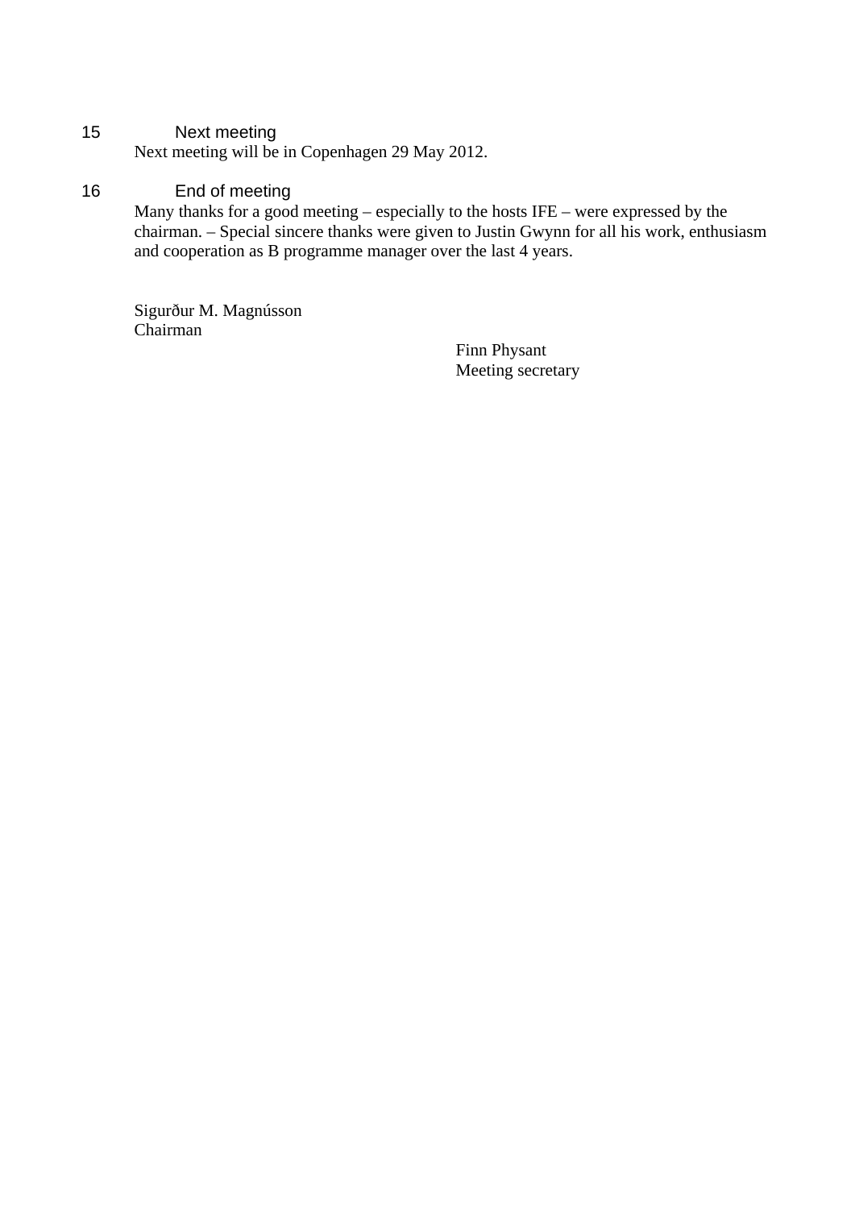## 15 Next meeting

Next meeting will be in Copenhagen 29 May 2012.

## 16 End of meeting

Many thanks for a good meeting – especially to the hosts IFE – were expressed by the chairman. – Special sincere thanks were given to Justin Gwynn for all his work, enthusiasm and cooperation as B programme manager over the last 4 years.

Sigurður M. Magnússon
Chairman

Finn Physant
Meeting secretary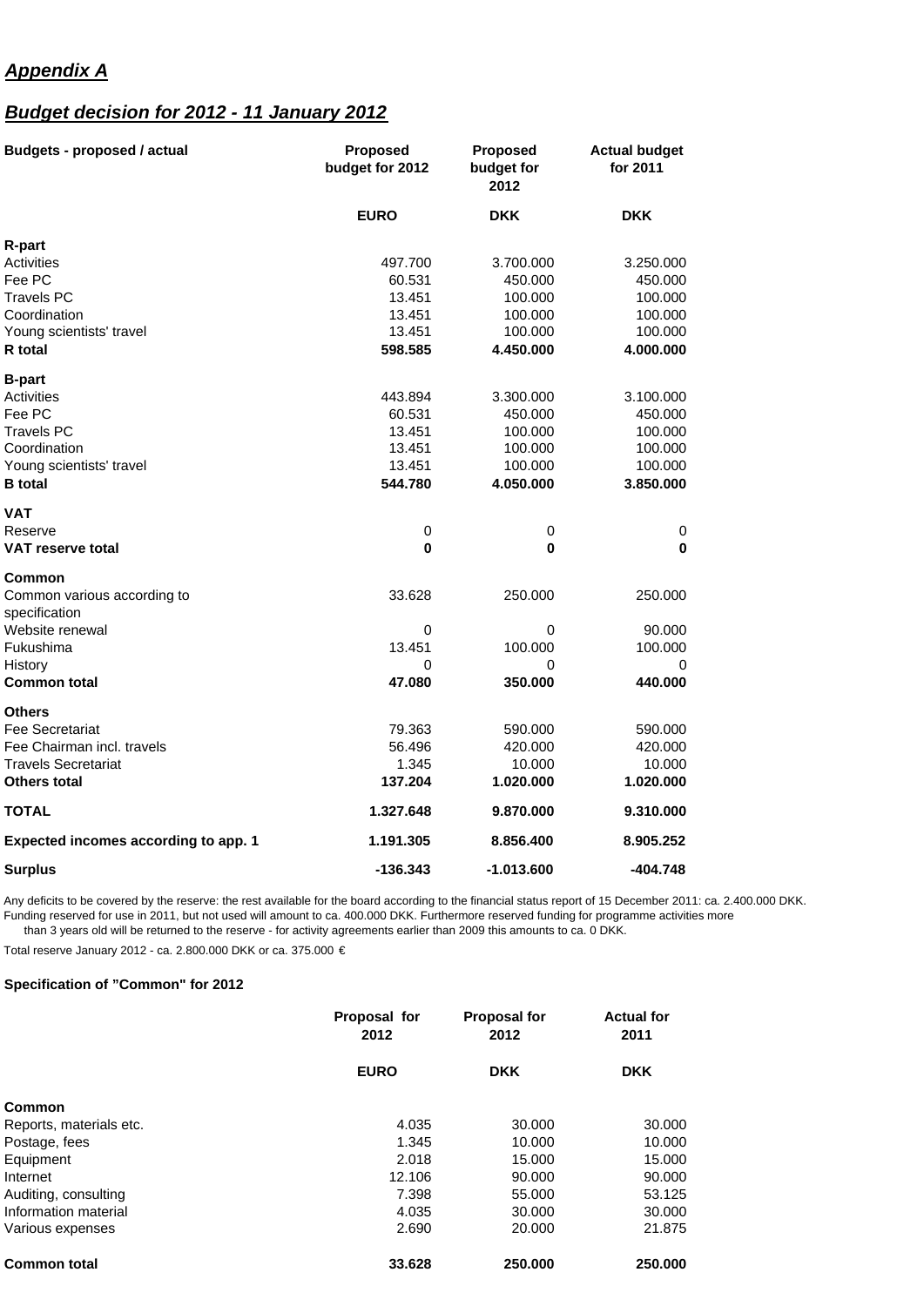## ***Appendix A***

## ***Budget decision for 2012 - 11 January 2012***

| Budgets - proposed / actual | Proposed budget for 2012 | Proposed budget for 2012 | Actual budget for 2011 |
|---|---|---|---|
| | **EURO** | **DKK** | **DKK** |
| **R-part** | | | |
| Activities | 497.700 | 3.700.000 | 3.250.000 |
| Fee PC | 60.531 | 450.000 | 450.000 |
| Travels PC | 13.451 | 100.000 | 100.000 |
| Coordination | 13.451 | 100.000 | 100.000 |
| Young scientists' travel | 13.451 | 100.000 | 100.000 |
| **R total** | **598.585** | **4.450.000** | **4.000.000** |
| **B-part** | | | |
| Activities | 443.894 | 3.300.000 | 3.100.000 |
| Fee PC | 60.531 | 450.000 | 450.000 |
| Travels PC | 13.451 | 100.000 | 100.000 |
| Coordination | 13.451 | 100.000 | 100.000 |
| Young scientists' travel | 13.451 | 100.000 | 100.000 |
| **B total** | **544.780** | **4.050.000** | **3.850.000** |
| **VAT** | | | |
| Reserve | 0 | 0 | 0 |
| **VAT reserve total** | **0** | **0** | **0** |
| **Common** | | | |
| Common various according to specification | 33.628 | 250.000 | 250.000 |
| Website renewal | 0 | 0 | 90.000 |
| Fukushima | 13.451 | 100.000 | 100.000 |
| History | 0 | 0 | 0 |
| **Common total** | **47.080** | **350.000** | **440.000** |
| **Others** | | | |
| Fee Secretariat | 79.363 | 590.000 | 590.000 |
| Fee Chairman incl. travels | 56.496 | 420.000 | 420.000 |
| Travels Secretariat | 1.345 | 10.000 | 10.000 |
| **Others total** | **137.204** | **1.020.000** | **1.020.000** |
| **TOTAL** | **1.327.648** | **9.870.000** | **9.310.000** |
| **Expected incomes according to app. 1** | **1.191.305** | **8.856.400** | **8.905.252** |
| **Surplus** | **-136.343** | **-1.013.600** | **-404.748** |

Any deficits to be covered by the reserve: the rest available for the board according to the financial status report of 15 December 2011: ca. 2.400.000 DKK. Funding reserved for use in 2011, but not used will amount to ca. 400.000 DKK. Furthermore reserved funding for programme activities more than 3 years old will be returned to the reserve - for activity agreements earlier than 2009 this amounts to ca. 0 DKK.

Total reserve January 2012 - ca. 2.800.000 DKK or ca. 375.000 €

**Specification of "Common" for 2012**

| | Proposal for 2012 | Proposal for 2012 | Actual for 2011 |
|---|---|---|---|
| | **EURO** | **DKK** | **DKK** |
| **Common** | | | |
| Reports, materials etc. | 4.035 | 30.000 | 30.000 |
| Postage, fees | 1.345 | 10.000 | 10.000 |
| Equipment | 2.018 | 15.000 | 15.000 |
| Internet | 12.106 | 90.000 | 90.000 |
| Auditing, consulting | 7.398 | 55.000 | 53.125 |
| Information material | 4.035 | 30.000 | 30.000 |
| Various expenses | 2.690 | 20.000 | 21.875 |
| **Common total** | **33.628** | **250.000** | **250.000** |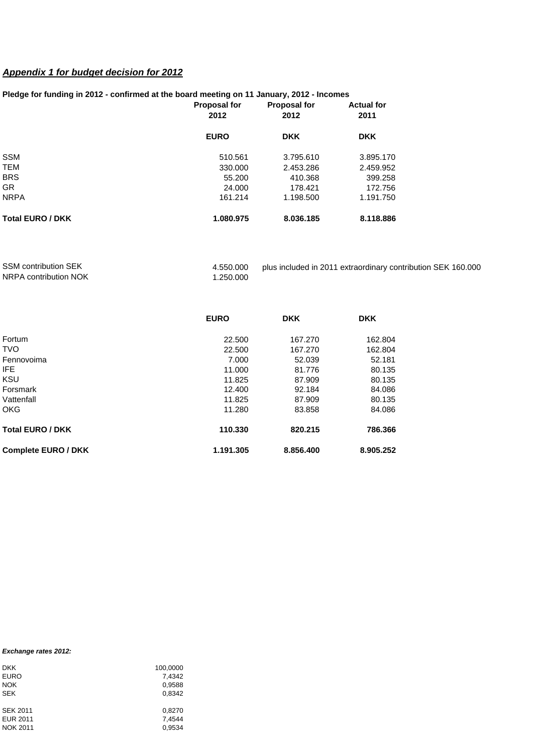***Appendix 1 for budget decision for 2012***

**Pledge for funding in 2012 - confirmed at the board meeting on 11 January, 2012 - Incomes**

| | Proposal for 2012 | Proposal for 2012 | Actual for 2011 |
|---|---|---|---|
| | **EURO** | **DKK** | **DKK** |
| SSM | 510.561 | 3.795.610 | 3.895.170 |
| TEM | 330.000 | 2.453.286 | 2.459.952 |
| BRS | 55.200 | 410.368 | 399.258 |
| GR | 24.000 | 178.421 | 172.756 |
| NRPA | 161.214 | 1.198.500 | 1.191.750 |
| **Total EURO / DKK** | **1.080.975** | **8.036.185** | **8.118.886** |

| | | |
|---|---|---|
| SSM contribution SEK | 4.550.000 | plus included in 2011 extraordinary contribution SEK 160.000 |
| NRPA contribution NOK | 1.250.000 | |

| | EURO | DKK | DKK |
|---|---|---|---|
| Fortum | 22.500 | 167.270 | 162.804 |
| TVO | 22.500 | 167.270 | 162.804 |
| Fennovoima | 7.000 | 52.039 | 52.181 |
| IFE | 11.000 | 81.776 | 80.135 |
| KSU | 11.825 | 87.909 | 80.135 |
| Forsmark | 12.400 | 92.184 | 84.086 |
| Vattenfall | 11.825 | 87.909 | 80.135 |
| OKG | 11.280 | 83.858 | 84.086 |
| **Total EURO / DKK** | **110.330** | **820.215** | **786.366** |
| **Complete EURO / DKK** | **1.191.305** | **8.856.400** | **8.905.252** |

***Exchange rates 2012:***

| | |
|---|---|
| DKK | 100,0000 |
| EURO | 7,4342 |
| NOK | 0,9588 |
| SEK | 0,8342 |
| SEK 2011 | 0,8270 |
| EUR 2011 | 7,4544 |
| NOK 2011 | 0,9534 |